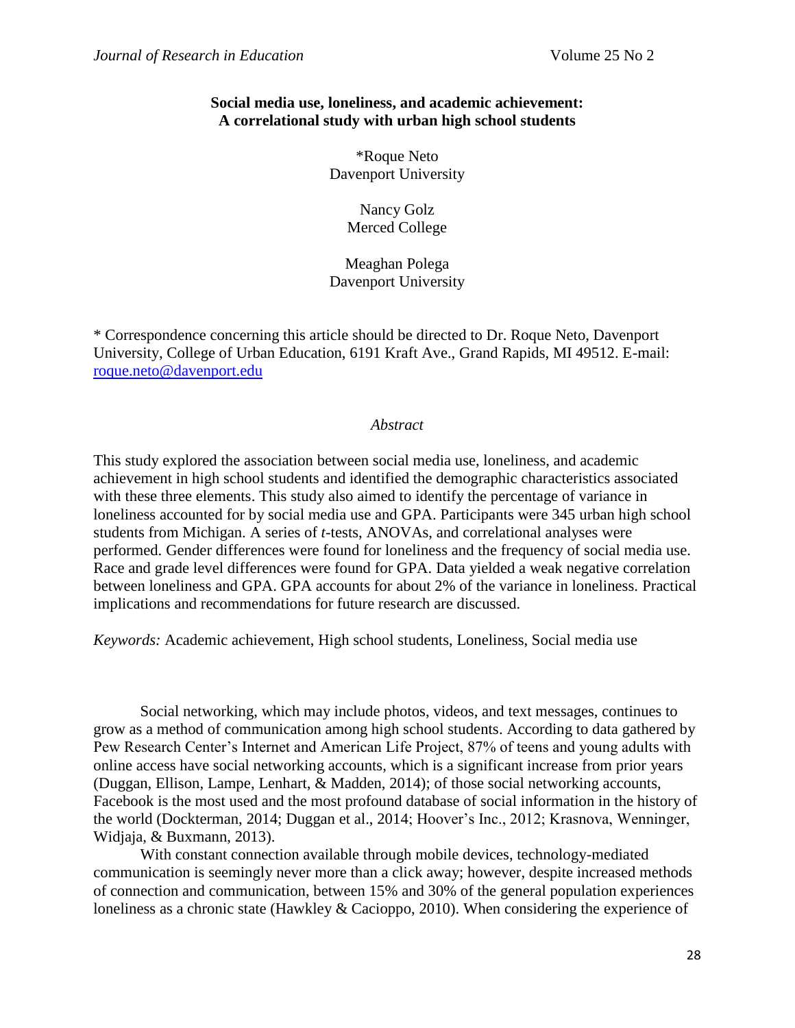# Social media use, loneliness, and academic achievement: A correlational study with urban high school students

\*Roque Neto
Davenport University

Nancy Golz
Merced College

Meaghan Polega
Davenport University

\* Correspondence concerning this article should be directed to Dr. Roque Neto, Davenport University, College of Urban Education, 6191 Kraft Ave., Grand Rapids, MI 49512. E-mail: roque.neto@davenport.edu

## *Abstract*

This study explored the association between social media use, loneliness, and academic achievement in high school students and identified the demographic characteristics associated with these three elements. This study also aimed to identify the percentage of variance in loneliness accounted for by social media use and GPA. Participants were 345 urban high school students from Michigan. A series of *t*-tests, ANOVAs, and correlational analyses were performed. Gender differences were found for loneliness and the frequency of social media use. Race and grade level differences were found for GPA. Data yielded a weak negative correlation between loneliness and GPA. GPA accounts for about 2% of the variance in loneliness. Practical implications and recommendations for future research are discussed.

*Keywords:* Academic achievement, High school students, Loneliness, Social media use

Social networking, which may include photos, videos, and text messages, continues to grow as a method of communication among high school students. According to data gathered by Pew Research Center's Internet and American Life Project, 87% of teens and young adults with online access have social networking accounts, which is a significant increase from prior years (Duggan, Ellison, Lampe, Lenhart, & Madden, 2014); of those social networking accounts, Facebook is the most used and the most profound database of social information in the history of the world (Dockterman, 2014; Duggan et al., 2014; Hoover's Inc., 2012; Krasnova, Wenninger, Widjaja, & Buxmann, 2013).

With constant connection available through mobile devices, technology-mediated communication is seemingly never more than a click away; however, despite increased methods of connection and communication, between 15% and 30% of the general population experiences loneliness as a chronic state (Hawkley & Cacioppo, 2010). When considering the experience of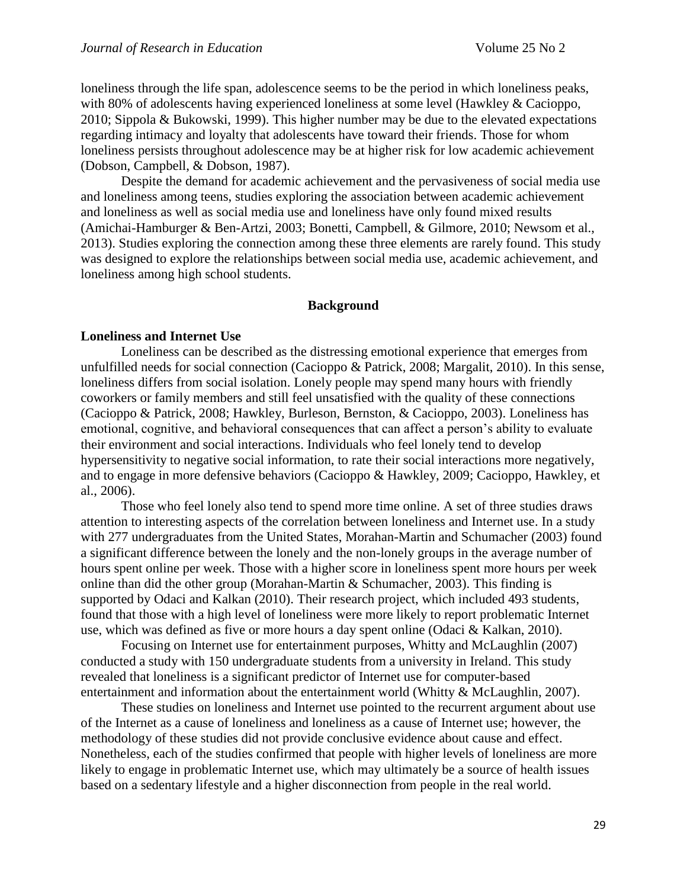loneliness through the life span, adolescence seems to be the period in which loneliness peaks, with 80% of adolescents having experienced loneliness at some level (Hawkley & Cacioppo, 2010; Sippola & Bukowski, 1999). This higher number may be due to the elevated expectations regarding intimacy and loyalty that adolescents have toward their friends. Those for whom loneliness persists throughout adolescence may be at higher risk for low academic achievement (Dobson, Campbell, & Dobson, 1987).

Despite the demand for academic achievement and the pervasiveness of social media use and loneliness among teens, studies exploring the association between academic achievement and loneliness as well as social media use and loneliness have only found mixed results (Amichai-Hamburger & Ben-Artzi, 2003; Bonetti, Campbell, & Gilmore, 2010; Newsom et al., 2013). Studies exploring the connection among these three elements are rarely found. This study was designed to explore the relationships between social media use, academic achievement, and loneliness among high school students.

## Background

### Loneliness and Internet Use

Loneliness can be described as the distressing emotional experience that emerges from unfulfilled needs for social connection (Cacioppo & Patrick, 2008; Margalit, 2010). In this sense, loneliness differs from social isolation. Lonely people may spend many hours with friendly coworkers or family members and still feel unsatisfied with the quality of these connections (Cacioppo & Patrick, 2008; Hawkley, Burleson, Bernston, & Cacioppo, 2003). Loneliness has emotional, cognitive, and behavioral consequences that can affect a person's ability to evaluate their environment and social interactions. Individuals who feel lonely tend to develop hypersensitivity to negative social information, to rate their social interactions more negatively, and to engage in more defensive behaviors (Cacioppo & Hawkley, 2009; Cacioppo, Hawkley, et al., 2006).

Those who feel lonely also tend to spend more time online. A set of three studies draws attention to interesting aspects of the correlation between loneliness and Internet use. In a study with 277 undergraduates from the United States, Morahan-Martin and Schumacher (2003) found a significant difference between the lonely and the non-lonely groups in the average number of hours spent online per week. Those with a higher score in loneliness spent more hours per week online than did the other group (Morahan-Martin & Schumacher, 2003). This finding is supported by Odaci and Kalkan (2010). Their research project, which included 493 students, found that those with a high level of loneliness were more likely to report problematic Internet use, which was defined as five or more hours a day spent online (Odaci & Kalkan, 2010).

Focusing on Internet use for entertainment purposes, Whitty and McLaughlin (2007) conducted a study with 150 undergraduate students from a university in Ireland. This study revealed that loneliness is a significant predictor of Internet use for computer-based entertainment and information about the entertainment world (Whitty & McLaughlin, 2007).

These studies on loneliness and Internet use pointed to the recurrent argument about use of the Internet as a cause of loneliness and loneliness as a cause of Internet use; however, the methodology of these studies did not provide conclusive evidence about cause and effect. Nonetheless, each of the studies confirmed that people with higher levels of loneliness are more likely to engage in problematic Internet use, which may ultimately be a source of health issues based on a sedentary lifestyle and a higher disconnection from people in the real world.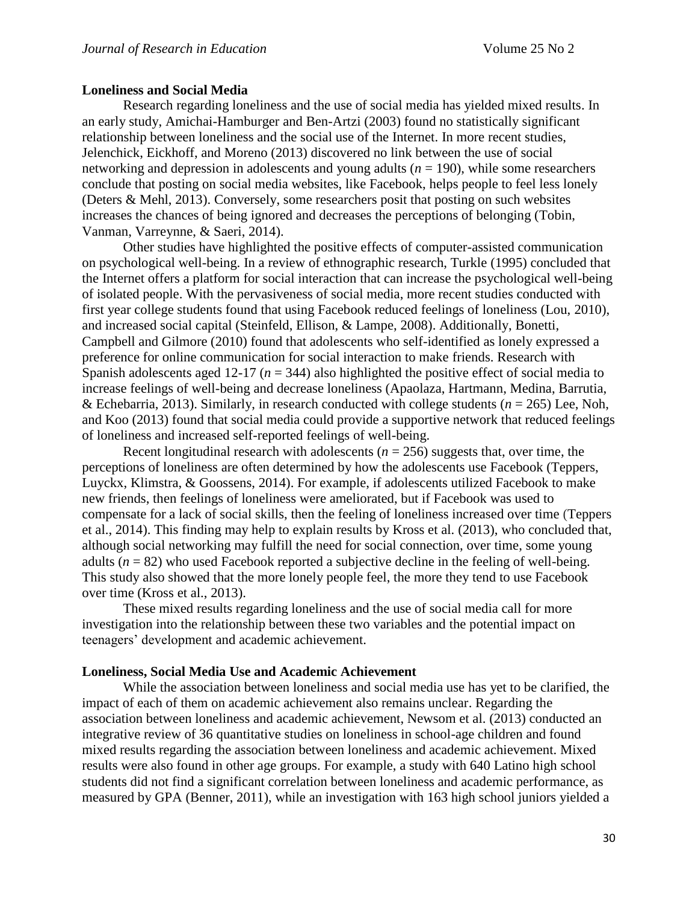## Loneliness and Social Media

Research regarding loneliness and the use of social media has yielded mixed results. In an early study, Amichai-Hamburger and Ben-Artzi (2003) found no statistically significant relationship between loneliness and the social use of the Internet. In more recent studies, Jelenchick, Eickhoff, and Moreno (2013) discovered no link between the use of social networking and depression in adolescents and young adults ($n$ = 190), while some researchers conclude that posting on social media websites, like Facebook, helps people to feel less lonely (Deters & Mehl, 2013). Conversely, some researchers posit that posting on such websites increases the chances of being ignored and decreases the perceptions of belonging (Tobin, Vanman, Varreynne, & Saeri, 2014).

Other studies have highlighted the positive effects of computer-assisted communication on psychological well-being. In a review of ethnographic research, Turkle (1995) concluded that the Internet offers a platform for social interaction that can increase the psychological well-being of isolated people. With the pervasiveness of social media, more recent studies conducted with first year college students found that using Facebook reduced feelings of loneliness (Lou, 2010), and increased social capital (Steinfeld, Ellison, & Lampe, 2008). Additionally, Bonetti, Campbell and Gilmore (2010) found that adolescents who self-identified as lonely expressed a preference for online communication for social interaction to make friends. Research with Spanish adolescents aged 12-17 ($n$ = 344) also highlighted the positive effect of social media to increase feelings of well-being and decrease loneliness (Apaolaza, Hartmann, Medina, Barrutia, & Echebarria, 2013). Similarly, in research conducted with college students ($n$ = 265) Lee, Noh, and Koo (2013) found that social media could provide a supportive network that reduced feelings of loneliness and increased self-reported feelings of well-being.

Recent longitudinal research with adolescents ($n$ = 256) suggests that, over time, the perceptions of loneliness are often determined by how the adolescents use Facebook (Teppers, Luyckx, Klimstra, & Goossens, 2014). For example, if adolescents utilized Facebook to make new friends, then feelings of loneliness were ameliorated, but if Facebook was used to compensate for a lack of social skills, then the feeling of loneliness increased over time (Teppers et al., 2014). This finding may help to explain results by Kross et al. (2013), who concluded that, although social networking may fulfill the need for social connection, over time, some young adults ($n$ = 82) who used Facebook reported a subjective decline in the feeling of well-being. This study also showed that the more lonely people feel, the more they tend to use Facebook over time (Kross et al., 2013).

These mixed results regarding loneliness and the use of social media call for more investigation into the relationship between these two variables and the potential impact on teenagers' development and academic achievement.

## Loneliness, Social Media Use and Academic Achievement

While the association between loneliness and social media use has yet to be clarified, the impact of each of them on academic achievement also remains unclear. Regarding the association between loneliness and academic achievement, Newsom et al. (2013) conducted an integrative review of 36 quantitative studies on loneliness in school-age children and found mixed results regarding the association between loneliness and academic achievement. Mixed results were also found in other age groups. For example, a study with 640 Latino high school students did not find a significant correlation between loneliness and academic performance, as measured by GPA (Benner, 2011), while an investigation with 163 high school juniors yielded a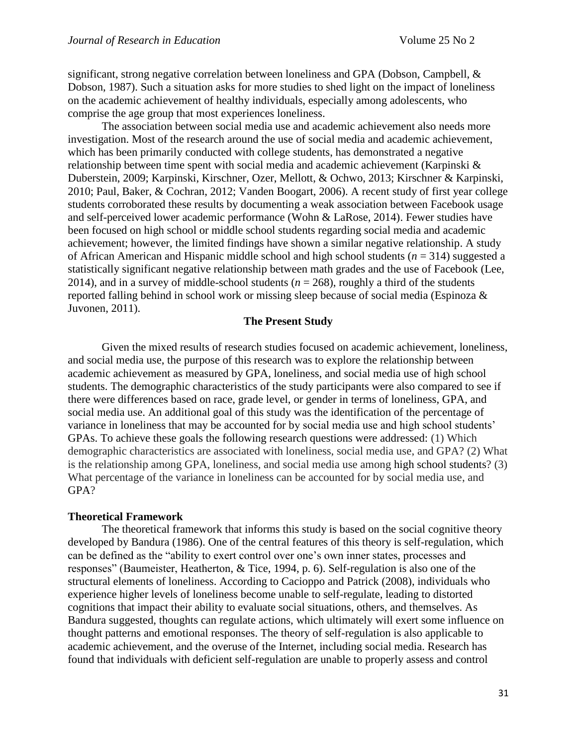significant, strong negative correlation between loneliness and GPA (Dobson, Campbell, & Dobson, 1987). Such a situation asks for more studies to shed light on the impact of loneliness on the academic achievement of healthy individuals, especially among adolescents, who comprise the age group that most experiences loneliness.

The association between social media use and academic achievement also needs more investigation. Most of the research around the use of social media and academic achievement, which has been primarily conducted with college students, has demonstrated a negative relationship between time spent with social media and academic achievement (Karpinski & Duberstein, 2009; Karpinski, Kirschner, Ozer, Mellott, & Ochwo, 2013; Kirschner & Karpinski, 2010; Paul, Baker, & Cochran, 2012; Vanden Boogart, 2006). A recent study of first year college students corroborated these results by documenting a weak association between Facebook usage and self-perceived lower academic performance (Wohn & LaRose, 2014). Fewer studies have been focused on high school or middle school students regarding social media and academic achievement; however, the limited findings have shown a similar negative relationship. A study of African American and Hispanic middle school and high school students ($n$ = 314) suggested a statistically significant negative relationship between math grades and the use of Facebook (Lee, 2014), and in a survey of middle-school students ($n$ = 268), roughly a third of the students reported falling behind in school work or missing sleep because of social media (Espinoza & Juvonen, 2011).

## The Present Study

Given the mixed results of research studies focused on academic achievement, loneliness, and social media use, the purpose of this research was to explore the relationship between academic achievement as measured by GPA, loneliness, and social media use of high school students. The demographic characteristics of the study participants were also compared to see if there were differences based on race, grade level, or gender in terms of loneliness, GPA, and social media use. An additional goal of this study was the identification of the percentage of variance in loneliness that may be accounted for by social media use and high school students' GPAs. To achieve these goals the following research questions were addressed: (1) Which demographic characteristics are associated with loneliness, social media use, and GPA? (2) What is the relationship among GPA, loneliness, and social media use among high school students? (3) What percentage of the variance in loneliness can be accounted for by social media use, and GPA?

### Theoretical Framework

The theoretical framework that informs this study is based on the social cognitive theory developed by Bandura (1986). One of the central features of this theory is self-regulation, which can be defined as the "ability to exert control over one's own inner states, processes and responses" (Baumeister, Heatherton, & Tice, 1994, p. 6). Self-regulation is also one of the structural elements of loneliness. According to Cacioppo and Patrick (2008), individuals who experience higher levels of loneliness become unable to self-regulate, leading to distorted cognitions that impact their ability to evaluate social situations, others, and themselves. As Bandura suggested, thoughts can regulate actions, which ultimately will exert some influence on thought patterns and emotional responses. The theory of self-regulation is also applicable to academic achievement, and the overuse of the Internet, including social media. Research has found that individuals with deficient self-regulation are unable to properly assess and control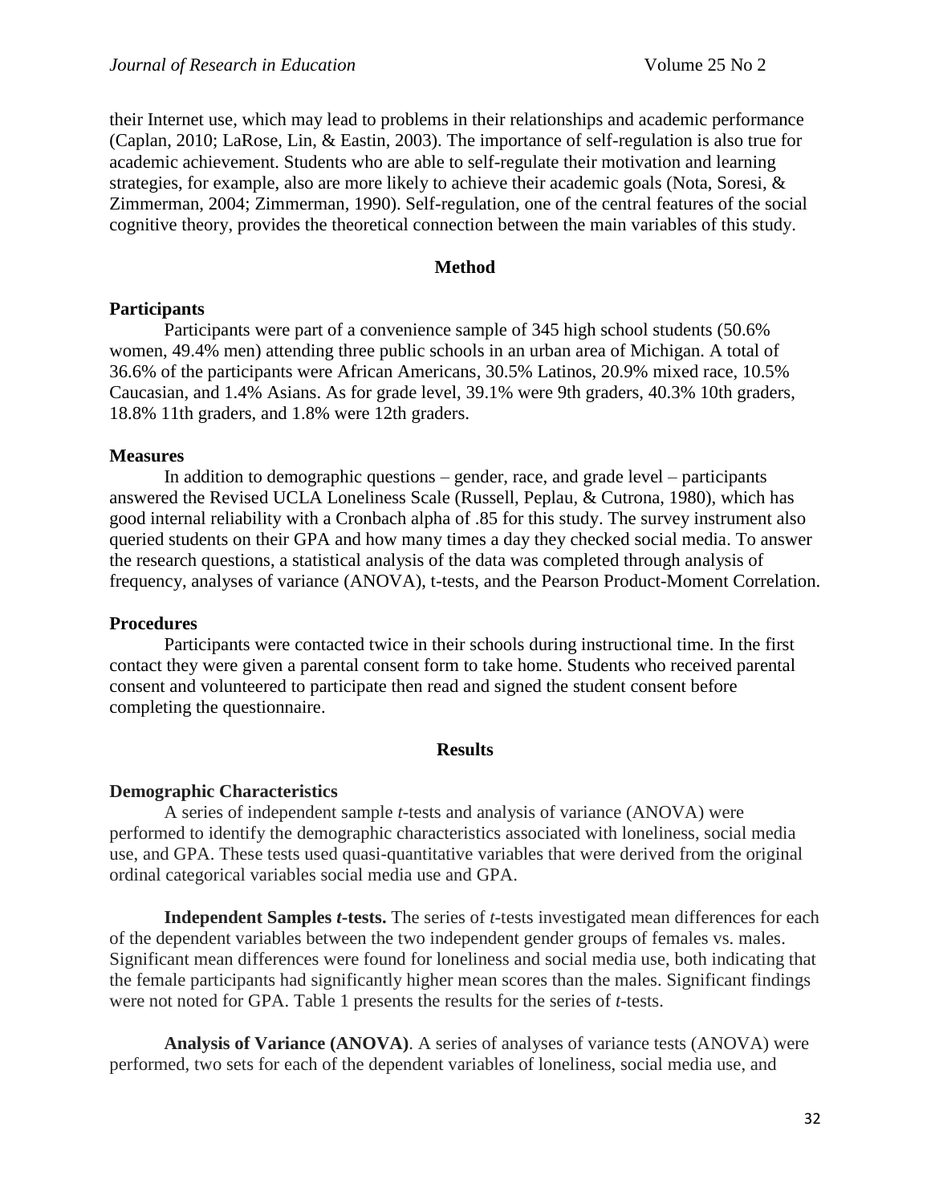their Internet use, which may lead to problems in their relationships and academic performance (Caplan, 2010; LaRose, Lin, & Eastin, 2003). The importance of self-regulation is also true for academic achievement. Students who are able to self-regulate their motivation and learning strategies, for example, also are more likely to achieve their academic goals (Nota, Soresi, & Zimmerman, 2004; Zimmerman, 1990). Self-regulation, one of the central features of the social cognitive theory, provides the theoretical connection between the main variables of this study.

## Method

### Participants

Participants were part of a convenience sample of 345 high school students (50.6% women, 49.4% men) attending three public schools in an urban area of Michigan. A total of 36.6% of the participants were African Americans, 30.5% Latinos, 20.9% mixed race, 10.5% Caucasian, and 1.4% Asians. As for grade level, 39.1% were 9th graders, 40.3% 10th graders, 18.8% 11th graders, and 1.8% were 12th graders.

### Measures

In addition to demographic questions – gender, race, and grade level – participants answered the Revised UCLA Loneliness Scale (Russell, Peplau, & Cutrona, 1980), which has good internal reliability with a Cronbach alpha of .85 for this study. The survey instrument also queried students on their GPA and how many times a day they checked social media. To answer the research questions, a statistical analysis of the data was completed through analysis of frequency, analyses of variance (ANOVA), t-tests, and the Pearson Product-Moment Correlation.

### Procedures

Participants were contacted twice in their schools during instructional time. In the first contact they were given a parental consent form to take home. Students who received parental consent and volunteered to participate then read and signed the student consent before completing the questionnaire.

## Results

### Demographic Characteristics

A series of independent sample *t*-tests and analysis of variance (ANOVA) were performed to identify the demographic characteristics associated with loneliness, social media use, and GPA. These tests used quasi-quantitative variables that were derived from the original ordinal categorical variables social media use and GPA.

**Independent Samples *t*-tests.** The series of *t*-tests investigated mean differences for each of the dependent variables between the two independent gender groups of females vs. males. Significant mean differences were found for loneliness and social media use, both indicating that the female participants had significantly higher mean scores than the males. Significant findings were not noted for GPA. Table 1 presents the results for the series of *t*-tests.

**Analysis of Variance (ANOVA)**. A series of analyses of variance tests (ANOVA) were performed, two sets for each of the dependent variables of loneliness, social media use, and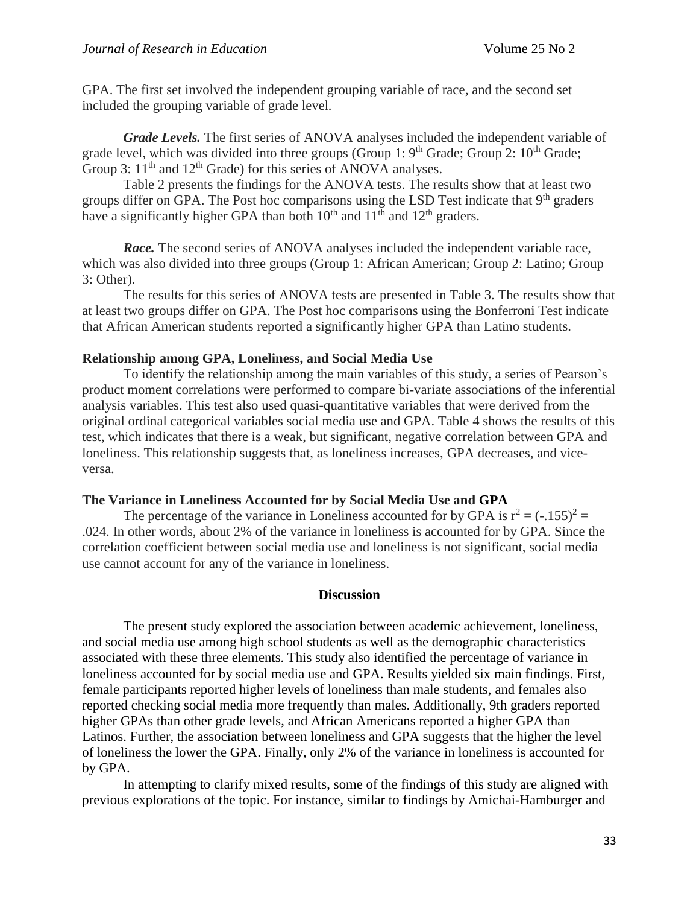GPA. The first set involved the independent grouping variable of race, and the second set included the grouping variable of grade level.

***Grade Levels.*** The first series of ANOVA analyses included the independent variable of grade level, which was divided into three groups (Group 1: 9th Grade; Group 2: 10th Grade; Group 3: 11th and 12th Grade) for this series of ANOVA analyses.

Table 2 presents the findings for the ANOVA tests. The results show that at least two groups differ on GPA. The Post hoc comparisons using the LSD Test indicate that 9th graders have a significantly higher GPA than both 10th and 11th and 12th graders.

***Race.*** The second series of ANOVA analyses included the independent variable race, which was also divided into three groups (Group 1: African American; Group 2: Latino; Group 3: Other).

The results for this series of ANOVA tests are presented in Table 3. The results show that at least two groups differ on GPA. The Post hoc comparisons using the Bonferroni Test indicate that African American students reported a significantly higher GPA than Latino students.

### Relationship among GPA, Loneliness, and Social Media Use

To identify the relationship among the main variables of this study, a series of Pearson's product moment correlations were performed to compare bi-variate associations of the inferential analysis variables. This test also used quasi-quantitative variables that were derived from the original ordinal categorical variables social media use and GPA. Table 4 shows the results of this test, which indicates that there is a weak, but significant, negative correlation between GPA and loneliness. This relationship suggests that, as loneliness increases, GPA decreases, and vice-versa.

### The Variance in Loneliness Accounted for by Social Media Use and GPA

The percentage of the variance in Loneliness accounted for by GPA is $r^2 = (-.155)^2 = .024$. In other words, about 2% of the variance in loneliness is accounted for by GPA. Since the correlation coefficient between social media use and loneliness is not significant, social media use cannot account for any of the variance in loneliness.

## Discussion

The present study explored the association between academic achievement, loneliness, and social media use among high school students as well as the demographic characteristics associated with these three elements. This study also identified the percentage of variance in loneliness accounted for by social media use and GPA. Results yielded six main findings. First, female participants reported higher levels of loneliness than male students, and females also reported checking social media more frequently than males. Additionally, 9th graders reported higher GPAs than other grade levels, and African Americans reported a higher GPA than Latinos. Further, the association between loneliness and GPA suggests that the higher the level of loneliness the lower the GPA. Finally, only 2% of the variance in loneliness is accounted for by GPA.

In attempting to clarify mixed results, some of the findings of this study are aligned with previous explorations of the topic. For instance, similar to findings by Amichai-Hamburger and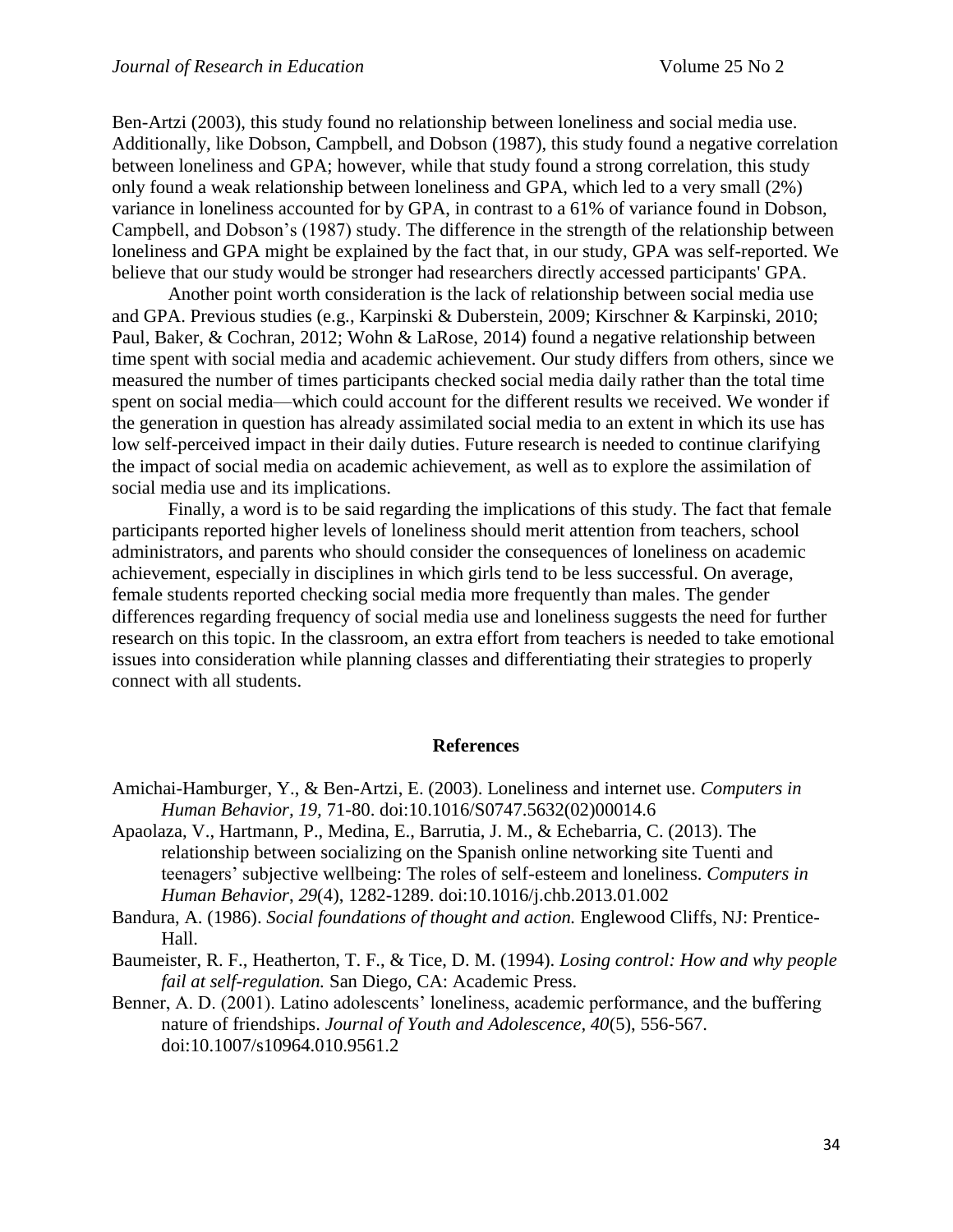Ben-Artzi (2003), this study found no relationship between loneliness and social media use. Additionally, like Dobson, Campbell, and Dobson (1987), this study found a negative correlation between loneliness and GPA; however, while that study found a strong correlation, this study only found a weak relationship between loneliness and GPA, which led to a very small (2%) variance in loneliness accounted for by GPA, in contrast to a 61% of variance found in Dobson, Campbell, and Dobson's (1987) study. The difference in the strength of the relationship between loneliness and GPA might be explained by the fact that, in our study, GPA was self-reported. We believe that our study would be stronger had researchers directly accessed participants' GPA.

Another point worth consideration is the lack of relationship between social media use and GPA. Previous studies (e.g., Karpinski & Duberstein, 2009; Kirschner & Karpinski, 2010; Paul, Baker, & Cochran, 2012; Wohn & LaRose, 2014) found a negative relationship between time spent with social media and academic achievement. Our study differs from others, since we measured the number of times participants checked social media daily rather than the total time spent on social media—which could account for the different results we received. We wonder if the generation in question has already assimilated social media to an extent in which its use has low self-perceived impact in their daily duties. Future research is needed to continue clarifying the impact of social media on academic achievement, as well as to explore the assimilation of social media use and its implications.

Finally, a word is to be said regarding the implications of this study. The fact that female participants reported higher levels of loneliness should merit attention from teachers, school administrators, and parents who should consider the consequences of loneliness on academic achievement, especially in disciplines in which girls tend to be less successful. On average, female students reported checking social media more frequently than males. The gender differences regarding frequency of social media use and loneliness suggests the need for further research on this topic. In the classroom, an extra effort from teachers is needed to take emotional issues into consideration while planning classes and differentiating their strategies to properly connect with all students.

## References

Amichai-Hamburger, Y., & Ben-Artzi, E. (2003). Loneliness and internet use. *Computers in Human Behavior, 19,* 71-80. doi:10.1016/S0747.5632(02)00014.6

Apaolaza, V., Hartmann, P., Medina, E., Barrutia, J. M., & Echebarria, C. (2013). The relationship between socializing on the Spanish online networking site Tuenti and teenagers' subjective wellbeing: The roles of self-esteem and loneliness. *Computers in Human Behavior*, *29*(4), 1282-1289. doi:10.1016/j.chb.2013.01.002

Bandura, A. (1986). *Social foundations of thought and action.* Englewood Cliffs, NJ: Prentice-Hall.

Baumeister, R. F., Heatherton, T. F., & Tice, D. M. (1994). *Losing control: How and why people fail at self-regulation.* San Diego, CA: Academic Press.

Benner, A. D. (2001). Latino adolescents' loneliness, academic performance, and the buffering nature of friendships. *Journal of Youth and Adolescence, 40*(5), 556-567. doi:10.1007/s10964.010.9561.2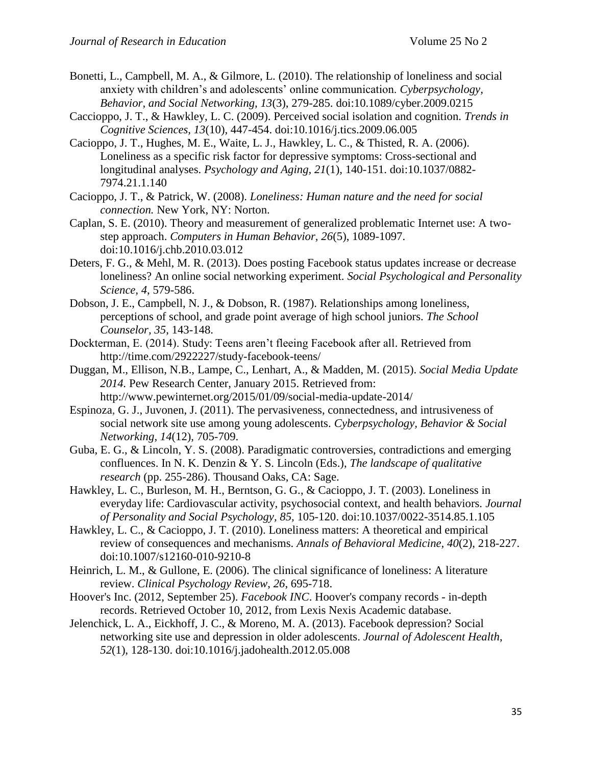Bonetti, L., Campbell, M. A., & Gilmore, L. (2010). The relationship of loneliness and social anxiety with children's and adolescents' online communication. *Cyberpsychology, Behavior, and Social Networking, 13*(3), 279-285. doi:10.1089/cyber.2009.0215

Caccioppo, J. T., & Hawkley, L. C. (2009). Perceived social isolation and cognition. *Trends in Cognitive Sciences, 13*(10), 447-454. doi:10.1016/j.tics.2009.06.005

Cacioppo, J. T., Hughes, M. E., Waite, L. J., Hawkley, L. C., & Thisted, R. A. (2006). Loneliness as a specific risk factor for depressive symptoms: Cross-sectional and longitudinal analyses. *Psychology and Aging, 21*(1), 140-151. doi:10.1037/0882-7974.21.1.140

Cacioppo, J. T., & Patrick, W. (2008). *Loneliness: Human nature and the need for social connection.* New York, NY: Norton.

Caplan, S. E. (2010). Theory and measurement of generalized problematic Internet use: A two-step approach. *Computers in Human Behavior, 26*(5), 1089-1097. doi:10.1016/j.chb.2010.03.012

Deters, F. G., & Mehl, M. R. (2013). Does posting Facebook status updates increase or decrease loneliness? An online social networking experiment. *Social Psychological and Personality Science, 4*, 579-586.

Dobson, J. E., Campbell, N. J., & Dobson, R. (1987). Relationships among loneliness, perceptions of school, and grade point average of high school juniors. *The School Counselor, 35*, 143-148.

Dockterman, E. (2014). Study: Teens aren't fleeing Facebook after all. Retrieved from http://time.com/2922227/study-facebook-teens/

Duggan, M., Ellison, N.B., Lampe, C., Lenhart, A., & Madden, M. (2015). *Social Media Update 2014.* Pew Research Center, January 2015. Retrieved from: http://www.pewinternet.org/2015/01/09/social-media-update-2014/

Espinoza, G. J., Juvonen, J. (2011). The pervasiveness, connectedness, and intrusiveness of social network site use among young adolescents. *Cyberpsychology, Behavior & Social Networking, 14*(12), 705-709.

Guba, E. G., & Lincoln, Y. S. (2008). Paradigmatic controversies, contradictions and emerging confluences. In N. K. Denzin & Y. S. Lincoln (Eds.), *The landscape of qualitative research* (pp. 255-286). Thousand Oaks, CA: Sage.

Hawkley, L. C., Burleson, M. H., Berntson, G. G., & Cacioppo, J. T. (2003). Loneliness in everyday life: Cardiovascular activity, psychosocial context, and health behaviors. *Journal of Personality and Social Psychology, 85*, 105-120. doi:10.1037/0022-3514.85.1.105

Hawkley, L. C., & Cacioppo, J. T. (2010). Loneliness matters: A theoretical and empirical review of consequences and mechanisms. *Annals of Behavioral Medicine, 40*(2), 218-227. doi:10.1007/s12160-010-9210-8

Heinrich, L. M., & Gullone, E. (2006). The clinical significance of loneliness: A literature review. *Clinical Psychology Review, 26*, 695-718.

Hoover's Inc. (2012, September 25). *Facebook INC*. Hoover's company records - in-depth records. Retrieved October 10, 2012, from Lexis Nexis Academic database.

Jelenchick, L. A., Eickhoff, J. C., & Moreno, M. A. (2013). Facebook depression? Social networking site use and depression in older adolescents. *Journal of Adolescent Health, 52*(1), 128-130. doi:10.1016/j.jadohealth.2012.05.008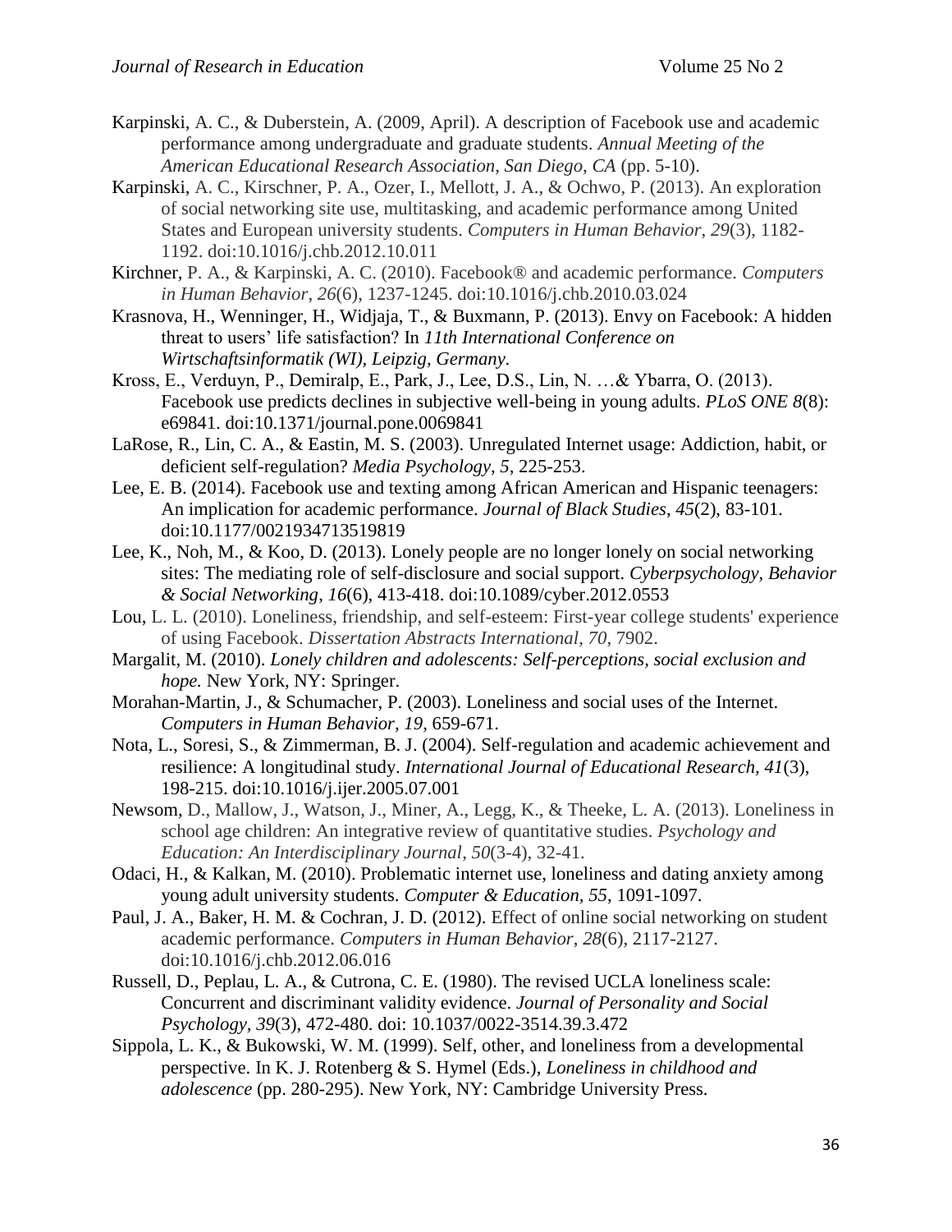Karpinski, A. C., & Duberstein, A. (2009, April). A description of Facebook use and academic performance among undergraduate and graduate students. *Annual Meeting of the American Educational Research Association, San Diego, CA* (pp. 5-10).

Karpinski, A. C., Kirschner, P. A., Ozer, I., Mellott, J. A., & Ochwo, P. (2013). An exploration of social networking site use, multitasking, and academic performance among United States and European university students. *Computers in Human Behavior*, *29*(3), 1182-1192. doi:10.1016/j.chb.2012.10.011

Kirchner, P. A., & Karpinski, A. C. (2010). Facebook® and academic performance. *Computers in Human Behavior*, *26*(6), 1237-1245. doi:10.1016/j.chb.2010.03.024

Krasnova, H., Wenninger, H., Widjaja, T., & Buxmann, P. (2013). Envy on Facebook: A hidden threat to users' life satisfaction? In *11th International Conference on Wirtschaftsinformatik (WI), Leipzig, Germany.*

Kross, E., Verduyn, P., Demiralp, E., Park, J., Lee, D.S., Lin, N. …& Ybarra, O. (2013). Facebook use predicts declines in subjective well-being in young adults. *PLoS ONE 8*(8): e69841. doi:10.1371/journal.pone.0069841

LaRose, R., Lin, C. A., & Eastin, M. S. (2003). Unregulated Internet usage: Addiction, habit, or deficient self-regulation? *Media Psychology, 5*, 225-253.

Lee, E. B. (2014). Facebook use and texting among African American and Hispanic teenagers: An implication for academic performance. *Journal of Black Studies*, *45*(2), 83-101. doi:10.1177/0021934713519819

Lee, K., Noh, M., & Koo, D. (2013). Lonely people are no longer lonely on social networking sites: The mediating role of self-disclosure and social support. *Cyberpsychology, Behavior & Social Networking*, *16*(6), 413-418. doi:10.1089/cyber.2012.0553

Lou, L. L. (2010). Loneliness, friendship, and self-esteem: First-year college students' experience of using Facebook. *Dissertation Abstracts International, 70*, 7902.

Margalit, M. (2010). *Lonely children and adolescents: Self-perceptions, social exclusion and hope.* New York, NY: Springer.

Morahan-Martin, J., & Schumacher, P. (2003). Loneliness and social uses of the Internet. *Computers in Human Behavior, 19*, 659-671.

Nota, L., Soresi, S., & Zimmerman, B. J. (2004). Self-regulation and academic achievement and resilience: A longitudinal study. *International Journal of Educational Research, 41*(3), 198-215. doi:10.1016/j.ijer.2005.07.001

Newsom, D., Mallow, J., Watson, J., Miner, A., Legg, K., & Theeke, L. A. (2013). Loneliness in school age children: An integrative review of quantitative studies. *Psychology and Education: An Interdisciplinary Journal*, *50*(3-4), 32-41.

Odaci, H., & Kalkan, M. (2010). Problematic internet use, loneliness and dating anxiety among young adult university students. *Computer & Education, 55*, 1091-1097.

Paul, J. A., Baker, H. M. & Cochran, J. D. (2012). Effect of online social networking on student academic performance. *Computers in Human Behavior*, *28*(6), 2117-2127. doi:10.1016/j.chb.2012.06.016

Russell, D., Peplau, L. A., & Cutrona, C. E. (1980). The revised UCLA loneliness scale: Concurrent and discriminant validity evidence. *Journal of Personality and Social Psychology, 39*(3), 472-480. doi: 10.1037/0022-3514.39.3.472

Sippola, L. K., & Bukowski, W. M. (1999). Self, other, and loneliness from a developmental perspective. In K. J. Rotenberg & S. Hymel (Eds.), *Loneliness in childhood and adolescence* (pp. 280-295). New York, NY: Cambridge University Press.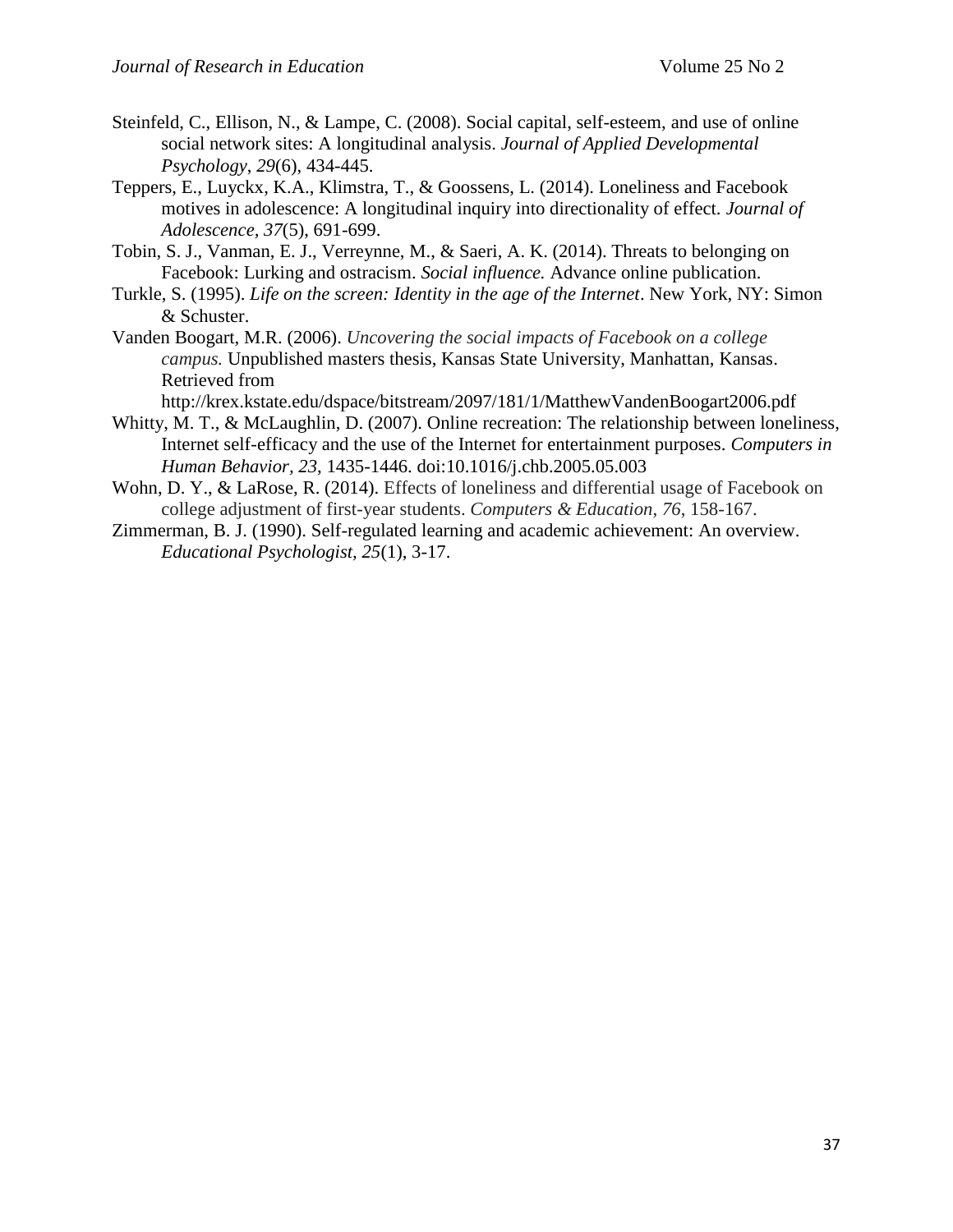Steinfeld, C., Ellison, N., & Lampe, C. (2008). Social capital, self-esteem, and use of online social network sites: A longitudinal analysis. *Journal of Applied Developmental Psychology, 29*(6), 434-445.

Teppers, E., Luyckx, K.A., Klimstra, T., & Goossens, L. (2014). Loneliness and Facebook motives in adolescence: A longitudinal inquiry into directionality of effect. *Journal of Adolescence, 37*(5), 691-699.

Tobin, S. J., Vanman, E. J., Verreynne, M., & Saeri, A. K. (2014). Threats to belonging on Facebook: Lurking and ostracism. *Social influence.* Advance online publication.

Turkle, S. (1995). *Life on the screen: Identity in the age of the Internet*. New York, NY: Simon & Schuster.

Vanden Boogart, M.R. (2006). *Uncovering the social impacts of Facebook on a college campus.* Unpublished masters thesis, Kansas State University, Manhattan, Kansas. Retrieved from http://krex.kstate.edu/dspace/bitstream/2097/181/1/MatthewVandenBoogart2006.pdf

Whitty, M. T., & McLaughlin, D. (2007). Online recreation: The relationship between loneliness, Internet self-efficacy and the use of the Internet for entertainment purposes. *Computers in Human Behavior, 23*, 1435-1446. doi:10.1016/j.chb.2005.05.003

Wohn, D. Y., & LaRose, R. (2014). Effects of loneliness and differential usage of Facebook on college adjustment of first-year students. *Computers & Education*, *76*, 158-167.

Zimmerman, B. J. (1990). Self-regulated learning and academic achievement: An overview. *Educational Psychologist, 25*(1), 3-17.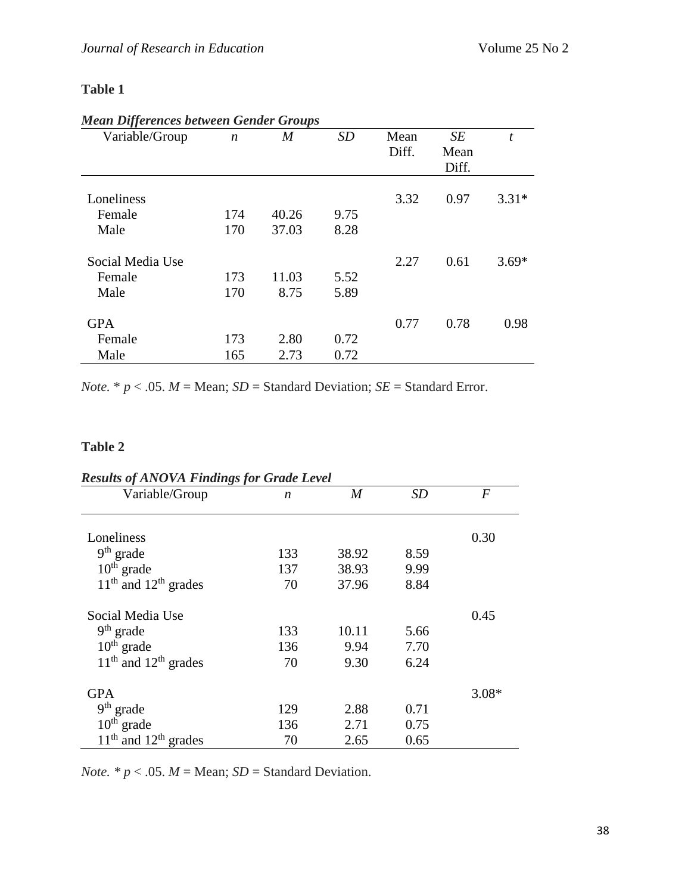**Table 1**

***Mean Differences between Gender Groups***

| Variable/Group | *n* | *M* | *SD* | Mean Diff. | *SE* Mean Diff. | *t* |
|---|---|---|---|---|---|---|
| Loneliness | | | | 3.32 | 0.97 | 3.31* |
| Female | 174 | 40.26 | 9.75 | | | |
| Male | 170 | 37.03 | 8.28 | | | |
| Social Media Use | | | | 2.27 | 0.61 | 3.69* |
| Female | 173 | 11.03 | 5.52 | | | |
| Male | 170 | 8.75 | 5.89 | | | |
| GPA | | | | 0.77 | 0.78 | 0.98 |
| Female | 173 | 2.80 | 0.72 | | | |
| Male | 165 | 2.73 | 0.72 | | | |

*Note.* * $p < .05$. *M* = Mean; *SD* = Standard Deviation; *SE* = Standard Error.

**Table 2**

***Results of ANOVA Findings for Grade Level***

| Variable/Group | *n* | *M* | *SD* | *F* |
|---|---|---|---|---|
| Loneliness | | | | 0.30 |
| 9th grade | 133 | 38.92 | 8.59 | |
| 10th grade | 137 | 38.93 | 9.99 | |
| 11th and 12th grades | 70 | 37.96 | 8.84 | |
| Social Media Use | | | | 0.45 |
| 9th grade | 133 | 10.11 | 5.66 | |
| 10th grade | 136 | 9.94 | 7.70 | |
| 11th and 12th grades | 70 | 9.30 | 6.24 | |
| GPA | | | | 3.08* |
| 9th grade | 129 | 2.88 | 0.71 | |
| 10th grade | 136 | 2.71 | 0.75 | |
| 11th and 12th grades | 70 | 2.65 | 0.65 | |

*Note.* * $p < .05$. *M* = Mean; *SD* = Standard Deviation.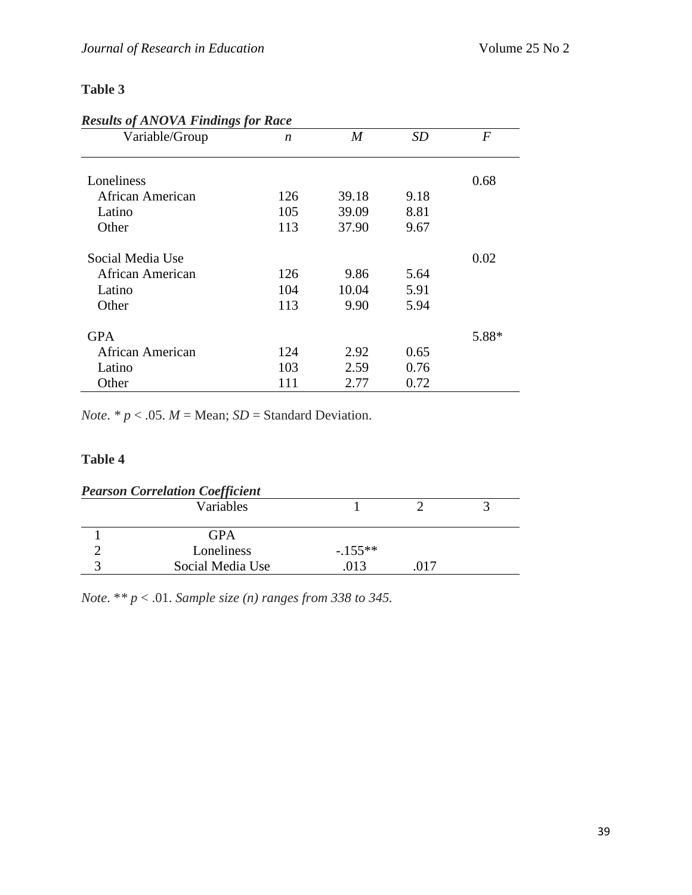**Table 3**

***Results of ANOVA Findings for Race***

| Variable/Group | *n* | *M* | *SD* | *F* |
|---|---|---|---|---|
| Loneliness | | | | 0.68 |
| African American | 126 | 39.18 | 9.18 | |
| Latino | 105 | 39.09 | 8.81 | |
| Other | 113 | 37.90 | 9.67 | |
| Social Media Use | | | | 0.02 |
| African American | 126 | 9.86 | 5.64 | |
| Latino | 104 | 10.04 | 5.91 | |
| Other | 113 | 9.90 | 5.94 | |
| GPA | | | | 5.88* |
| African American | 124 | 2.92 | 0.65 | |
| Latino | 103 | 2.59 | 0.76 | |
| Other | 111 | 2.77 | 0.72 | |

*Note*. * $p < .05$. *M* = Mean; *SD* = Standard Deviation.

**Table 4**

***Pearson Correlation Coefficient***

| | Variables | 1 | 2 | 3 |
|---|---|---|---|---|
| 1 | GPA | | | |
| 2 | Loneliness | -.155** | | |
| 3 | Social Media Use | .013 | .017 | |

*Note*. ** $p < .01$. *Sample size (n) ranges from 338 to 345.*